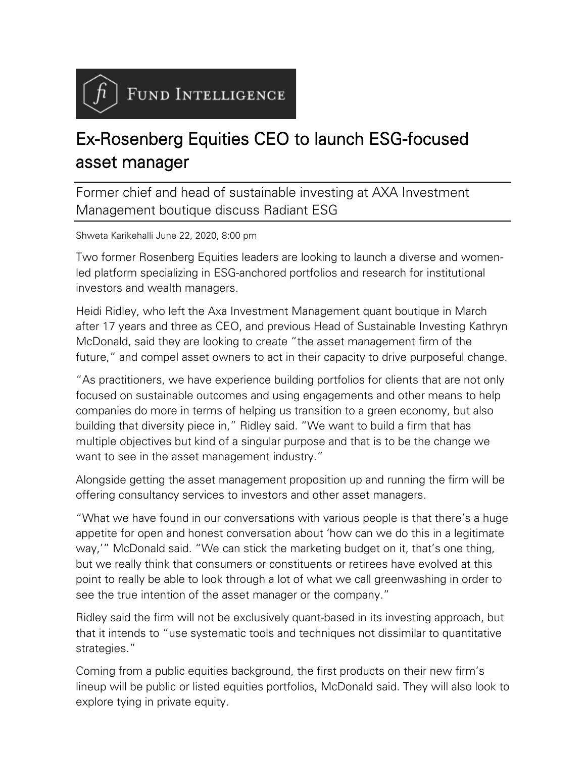FUND INTELLIGENCE

# Ex-Rosenberg Equities CEO to launch ESG-focused asset manager

## Former chief and head of sustainable investing at AXA Investment Management boutique discuss Radiant ESG

Shweta Karikehalli June 22, 2020, 8:00 pm

Two former Rosenberg Equities leaders are looking to launch a diverse and women-led platform specializing in ESG-anchored portfolios and research for institutional investors and wealth managers.

Heidi Ridley, who left the Axa Investment Management quant boutique in March after 17 years and three as CEO, and previous Head of Sustainable Investing Kathryn McDonald, said they are looking to create "the asset management firm of the future," and compel asset owners to act in their capacity to drive purposeful change.

"As practitioners, we have experience building portfolios for clients that are not only focused on sustainable outcomes and using engagements and other means to help companies do more in terms of helping us transition to a green economy, but also building that diversity piece in," Ridley said. "We want to build a firm that has multiple objectives but kind of a singular purpose and that is to be the change we want to see in the asset management industry."

Alongside getting the asset management proposition up and running the firm will be offering consultancy services to investors and other asset managers.

"What we have found in our conversations with various people is that there's a huge appetite for open and honest conversation about 'how can we do this in a legitimate way,'" McDonald said. "We can stick the marketing budget on it, that's one thing, but we really think that consumers or constituents or retirees have evolved at this point to really be able to look through a lot of what we call greenwashing in order to see the true intention of the asset manager or the company."

Ridley said the firm will not be exclusively quant-based in its investing approach, but that it intends to "use systematic tools and techniques not dissimilar to quantitative strategies."

Coming from a public equities background, the first products on their new firm's lineup will be public or listed equities portfolios, McDonald said. They will also look to explore tying in private equity.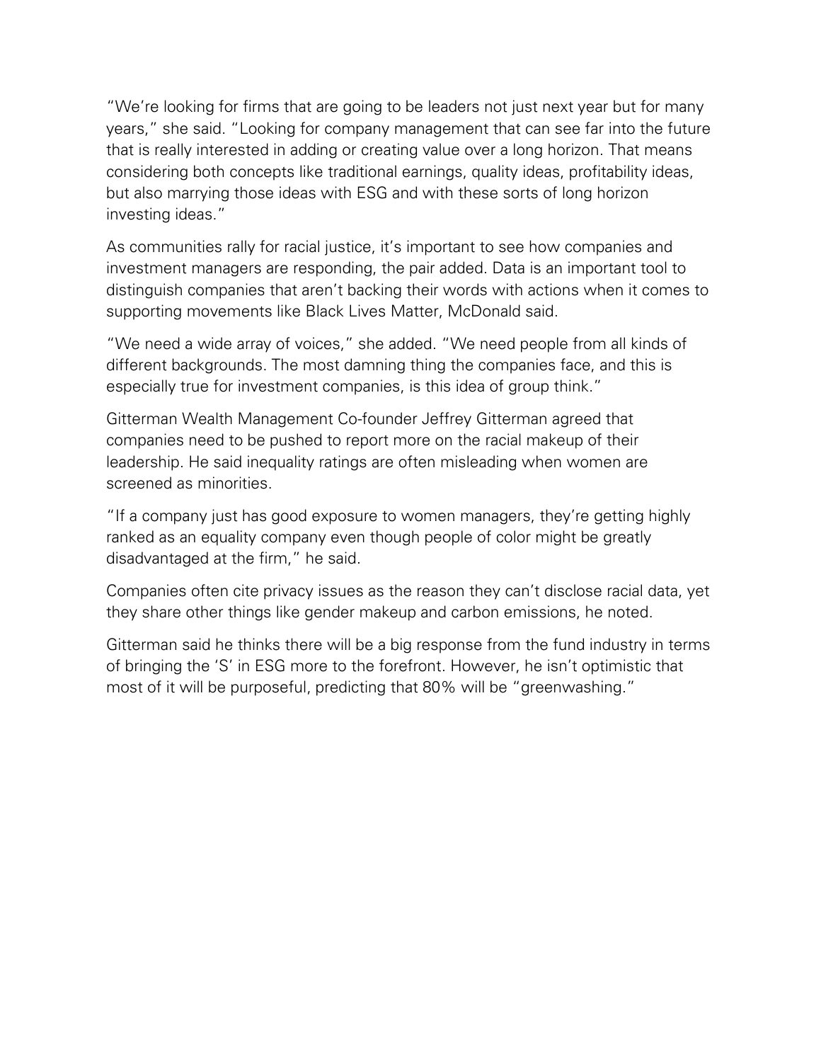"We're looking for firms that are going to be leaders not just next year but for many years," she said. "Looking for company management that can see far into the future that is really interested in adding or creating value over a long horizon. That means considering both concepts like traditional earnings, quality ideas, profitability ideas, but also marrying those ideas with ESG and with these sorts of long horizon investing ideas."

As communities rally for racial justice, it's important to see how companies and investment managers are responding, the pair added. Data is an important tool to distinguish companies that aren't backing their words with actions when it comes to supporting movements like Black Lives Matter, McDonald said.

"We need a wide array of voices," she added. "We need people from all kinds of different backgrounds. The most damning thing the companies face, and this is especially true for investment companies, is this idea of group think."

Gitterman Wealth Management Co-founder Jeffrey Gitterman agreed that companies need to be pushed to report more on the racial makeup of their leadership. He said inequality ratings are often misleading when women are screened as minorities.

"If a company just has good exposure to women managers, they're getting highly ranked as an equality company even though people of color might be greatly disadvantaged at the firm," he said.

Companies often cite privacy issues as the reason they can't disclose racial data, yet they share other things like gender makeup and carbon emissions, he noted.

Gitterman said he thinks there will be a big response from the fund industry in terms of bringing the 'S' in ESG more to the forefront. However, he isn't optimistic that most of it will be purposeful, predicting that 80% will be "greenwashing."